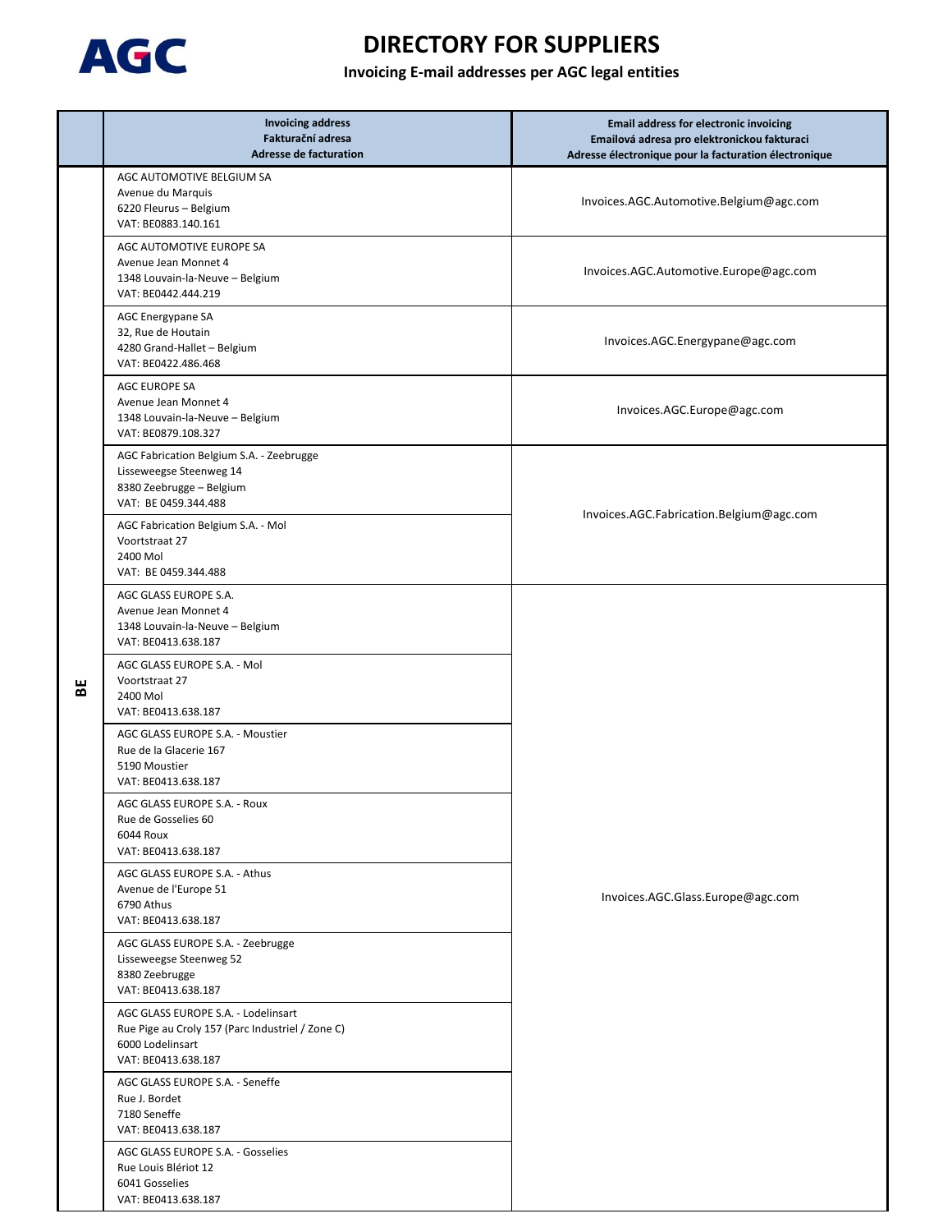# DIRECTORY FOR SUPPLIERS

## Invoicing E-mail addresses per AGC legal entities

| | Invoicing address<br>Fakturační adresa<br>Adresse de facturation | Email address for electronic invoicing<br>Emailová adresa pro elektronickou fakturaci<br>Adresse électronique pour la facturation électronique |
|---|---|---|
| BE | AGC AUTOMOTIVE BELGIUM SA<br>Avenue du Marquis<br>6220 Fleurus – Belgium<br>VAT: BE0883.140.161 | Invoices.AGC.Automotive.Belgium@agc.com |
| | AGC AUTOMOTIVE EUROPE SA<br>Avenue Jean Monnet 4<br>1348 Louvain-la-Neuve – Belgium<br>VAT: BE0442.444.219 | Invoices.AGC.Automotive.Europe@agc.com |
| | AGC Energypane SA<br>32, Rue de Houtain<br>4280 Grand-Hallet – Belgium<br>VAT: BE0422.486.468 | Invoices.AGC.Energypane@agc.com |
| | AGC EUROPE SA<br>Avenue Jean Monnet 4<br>1348 Louvain-la-Neuve – Belgium<br>VAT: BE0879.108.327 | Invoices.AGC.Europe@agc.com |
| | AGC Fabrication Belgium S.A. - Zeebrugge<br>Lisseweegse Steenweg 14<br>8380 Zeebrugge – Belgium<br>VAT: BE 0459.344.488 | Invoices.AGC.Fabrication.Belgium@agc.com |
| | AGC Fabrication Belgium S.A. - Mol<br>Voortstraat 27<br>2400 Mol<br>VAT: BE 0459.344.488 | Invoices.AGC.Fabrication.Belgium@agc.com |
| | AGC GLASS EUROPE S.A.<br>Avenue Jean Monnet 4<br>1348 Louvain-la-Neuve – Belgium<br>VAT: BE0413.638.187 | Invoices.AGC.Glass.Europe@agc.com |
| | AGC GLASS EUROPE S.A. - Mol<br>Voortstraat 27<br>2400 Mol<br>VAT: BE0413.638.187 | Invoices.AGC.Glass.Europe@agc.com |
| | AGC GLASS EUROPE S.A. - Moustier<br>Rue de la Glacerie 167<br>5190 Moustier<br>VAT: BE0413.638.187 | Invoices.AGC.Glass.Europe@agc.com |
| | AGC GLASS EUROPE S.A. - Roux<br>Rue de Gosselies 60<br>6044 Roux<br>VAT: BE0413.638.187 | Invoices.AGC.Glass.Europe@agc.com |
| | AGC GLASS EUROPE S.A. - Athus<br>Avenue de l'Europe 51<br>6790 Athus<br>VAT: BE0413.638.187 | Invoices.AGC.Glass.Europe@agc.com |
| | AGC GLASS EUROPE S.A. - Zeebrugge<br>Lisseweegse Steenweg 52<br>8380 Zeebrugge<br>VAT: BE0413.638.187 | Invoices.AGC.Glass.Europe@agc.com |
| | AGC GLASS EUROPE S.A. - Lodelinsart<br>Rue Pige au Croly 157 (Parc Industriel / Zone C)<br>6000 Lodelinsart<br>VAT: BE0413.638.187 | Invoices.AGC.Glass.Europe@agc.com |
| | AGC GLASS EUROPE S.A. - Seneffe<br>Rue J. Bordet<br>7180 Seneffe<br>VAT: BE0413.638.187 | Invoices.AGC.Glass.Europe@agc.com |
| | AGC GLASS EUROPE S.A. - Gosselies<br>Rue Louis Blériot 12<br>6041 Gosselies<br>VAT: BE0413.638.187 | Invoices.AGC.Glass.Europe@agc.com |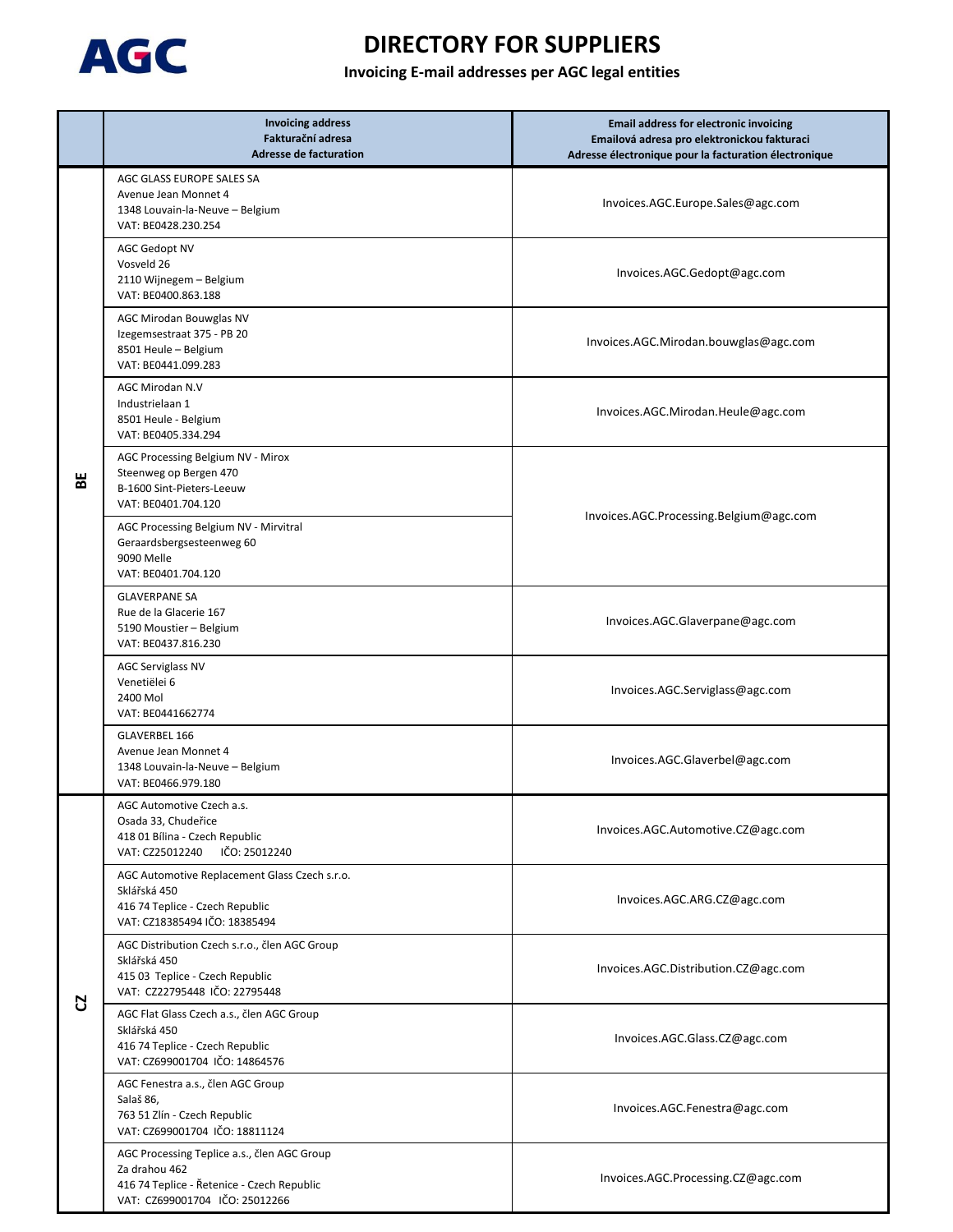# DIRECTORY FOR SUPPLIERS

**Invoicing E-mail addresses per AGC legal entities**

| | Invoicing address<br>Fakturační adresa<br>Adresse de facturation | Email address for electronic invoicing<br>Emailová adresa pro elektronickou fakturaci<br>Adresse électronique pour la facturation électronique |
|---|---|---|
| BE | AGC GLASS EUROPE SALES SA<br>Avenue Jean Monnet 4<br>1348 Louvain-la-Neuve – Belgium<br>VAT: BE0428.230.254 | Invoices.AGC.Europe.Sales@agc.com |
| | AGC Gedopt NV<br>Vosveld 26<br>2110 Wijnegem – Belgium<br>VAT: BE0400.863.188 | Invoices.AGC.Gedopt@agc.com |
| | AGC Mirodan Bouwglas NV<br>Izegemsestraat 375 - PB 20<br>8501 Heule – Belgium<br>VAT: BE0441.099.283 | Invoices.AGC.Mirodan.bouwglas@agc.com |
| | AGC Mirodan N.V<br>Industrielaan 1<br>8501 Heule - Belgium<br>VAT: BE0405.334.294 | Invoices.AGC.Mirodan.Heule@agc.com |
| | AGC Processing Belgium NV - Mirox<br>Steenweg op Bergen 470<br>B-1600 Sint-Pieters-Leeuw<br>VAT: BE0401.704.120 | Invoices.AGC.Processing.Belgium@agc.com |
| | AGC Processing Belgium NV - Mirvitral<br>Geraardsbergsesteenweg 60<br>9090 Melle<br>VAT: BE0401.704.120 | |
| | GLAVERPANE SA<br>Rue de la Glacerie 167<br>5190 Moustier – Belgium<br>VAT: BE0437.816.230 | Invoices.AGC.Glaverpane@agc.com |
| | AGC Serviglass NV<br>Venetiëlei 6<br>2400 Mol<br>VAT: BE0441662774 | Invoices.AGC.Serviglass@agc.com |
| | GLAVERBEL 166<br>Avenue Jean Monnet 4<br>1348 Louvain-la-Neuve – Belgium<br>VAT: BE0466.979.180 | Invoices.AGC.Glaverbel@agc.com |
| CZ | AGC Automotive Czech a.s.<br>Osada 33, Chudeřice<br>418 01 Bílina - Czech Republic<br>VAT: CZ25012240 IČO: 25012240 | Invoices.AGC.Automotive.CZ@agc.com |
| | AGC Automotive Replacement Glass Czech s.r.o.<br>Sklářská 450<br>416 74 Teplice - Czech Republic<br>VAT: CZ18385494 IČO: 18385494 | Invoices.AGC.ARG.CZ@agc.com |
| | AGC Distribution Czech s.r.o., člen AGC Group<br>Sklářská 450<br>415 03 Teplice - Czech Republic<br>VAT: CZ22795448 IČO: 22795448 | Invoices.AGC.Distribution.CZ@agc.com |
| | AGC Flat Glass Czech a.s., člen AGC Group<br>Sklářská 450<br>416 74 Teplice - Czech Republic<br>VAT: CZ699001704 IČO: 14864576 | Invoices.AGC.Glass.CZ@agc.com |
| | AGC Fenestra a.s., člen AGC Group<br>Salaš 86,<br>763 51 Zlín - Czech Republic<br>VAT: CZ699001704 IČO: 18811124 | Invoices.AGC.Fenestra@agc.com |
| | AGC Processing Teplice a.s., člen AGC Group<br>Za drahou 462<br>416 74 Teplice - Řetenice - Czech Republic<br>VAT: CZ699001704 IČO: 25012266 | Invoices.AGC.Processing.CZ@agc.com |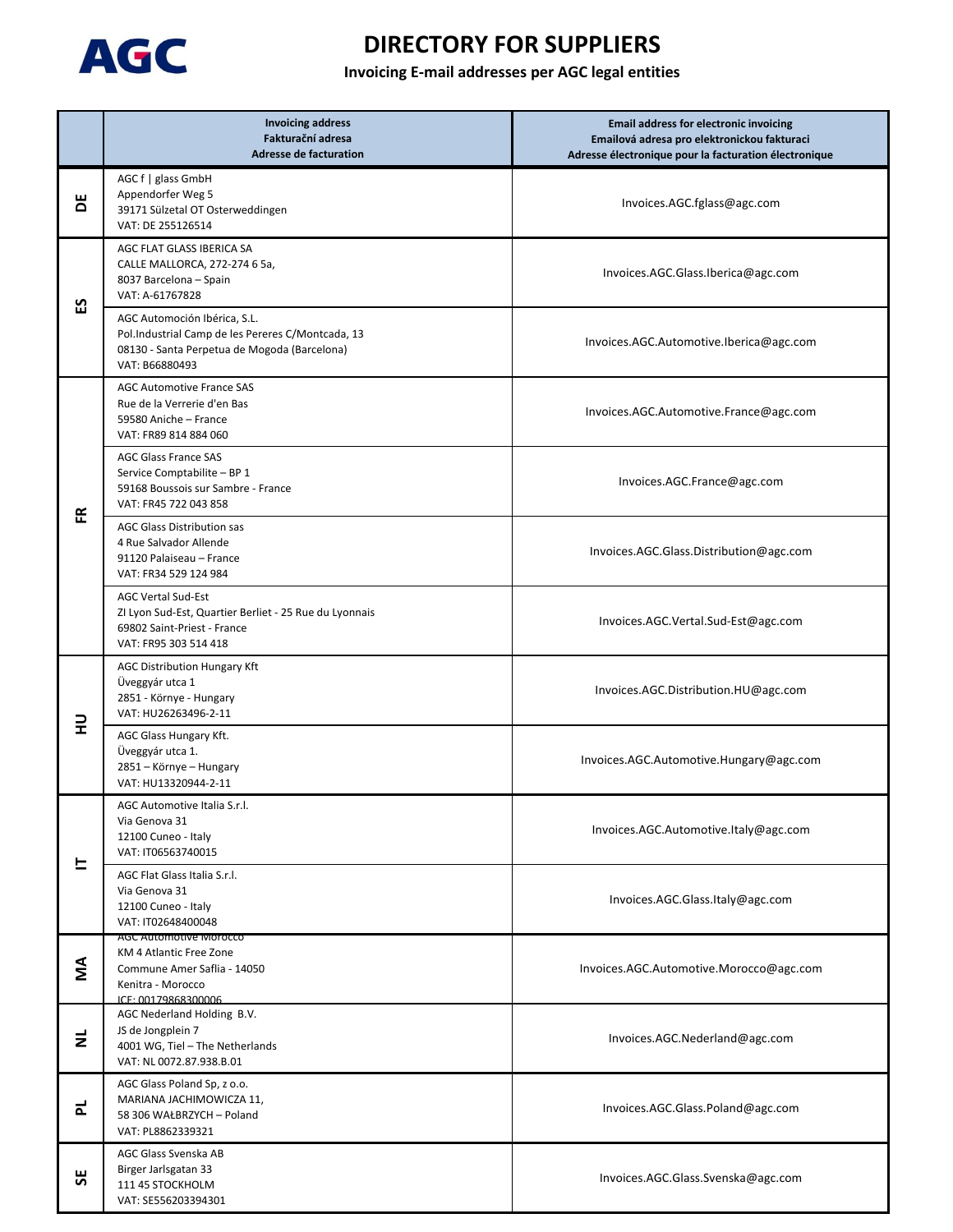# DIRECTORY FOR SUPPLIERS

## Invoicing E-mail addresses per AGC legal entities

| | Invoicing address<br>Fakturační adresa<br>Adresse de facturation | Email address for electronic invoicing<br>Emailová adresa pro elektronickou fakturaci<br>Adresse électronique pour la facturation électronique |
|---|---|---|
| DE | AGC f \| glass GmbH<br>Appendorfer Weg 5<br>39171 Sülzetal OT Osterweddingen<br>VAT: DE 255126514 | Invoices.AGC.fglass@agc.com |
| ES | AGC FLAT GLASS IBERICA SA<br>CALLE MALLORCA, 272-274 6 5a,<br>8037 Barcelona – Spain<br>VAT: A-61767828 | Invoices.AGC.Glass.Iberica@agc.com |
| | AGC Automoción Ibérica, S.L.<br>Pol.Industrial Camp de les Pereres C/Montcada, 13<br>08130 - Santa Perpetua de Mogoda (Barcelona)<br>VAT: B66880493 | Invoices.AGC.Automotive.Iberica@agc.com |
| FR | AGC Automotive France SAS<br>Rue de la Verrerie d'en Bas<br>59580 Aniche – France<br>VAT: FR89 814 884 060 | Invoices.AGC.Automotive.France@agc.com |
| | AGC Glass France SAS<br>Service Comptabilite – BP 1<br>59168 Boussois sur Sambre - France<br>VAT: FR45 722 043 858 | Invoices.AGC.France@agc.com |
| | AGC Glass Distribution sas<br>4 Rue Salvador Allende<br>91120 Palaiseau – France<br>VAT: FR34 529 124 984 | Invoices.AGC.Glass.Distribution@agc.com |
| | AGC Vertal Sud-Est<br>ZI Lyon Sud-Est, Quartier Berliet - 25 Rue du Lyonnais<br>69802 Saint-Priest - France<br>VAT: FR95 303 514 418 | Invoices.AGC.Vertal.Sud-Est@agc.com |
| HU | AGC Distribution Hungary Kft<br>Üveggyár utca 1<br>2851 - Környe - Hungary<br>VAT: HU26263496-2-11 | Invoices.AGC.Distribution.HU@agc.com |
| | AGC Glass Hungary Kft.<br>Üveggyár utca 1.<br>2851 – Környe – Hungary<br>VAT: HU13320944-2-11 | Invoices.AGC.Automotive.Hungary@agc.com |
| IT | AGC Automotive Italia S.r.l.<br>Via Genova 31<br>12100 Cuneo - Italy<br>VAT: IT06563740015 | Invoices.AGC.Automotive.Italy@agc.com |
| | AGC Flat Glass Italia S.r.l.<br>Via Genova 31<br>12100 Cuneo - Italy<br>VAT: IT02648400048 | Invoices.AGC.Glass.Italy@agc.com |
| MA | AGC Automotive Morocco<br>KM 4 Atlantic Free Zone<br>Commune Amer Saflia - 14050<br>Kenitra - Morocco<br>ICE: 00179868300006 | Invoices.AGC.Automotive.Morocco@agc.com |
| NL | AGC Nederland Holding B.V.<br>JS de Jongplein 7<br>4001 WG, Tiel – The Netherlands<br>VAT: NL 0072.87.938.B.01 | Invoices.AGC.Nederland@agc.com |
| PL | AGC Glass Poland Sp, z o.o.<br>MARIANA JACHIMOWICZA 11,<br>58 306 WAŁBRZYCH – Poland<br>VAT: PL8862339321 | Invoices.AGC.Glass.Poland@agc.com |
| SE | AGC Glass Svenska AB<br>Birger Jarlsgatan 33<br>111 45 STOCKHOLM<br>VAT: SE556203394301 | Invoices.AGC.Glass.Svenska@agc.com |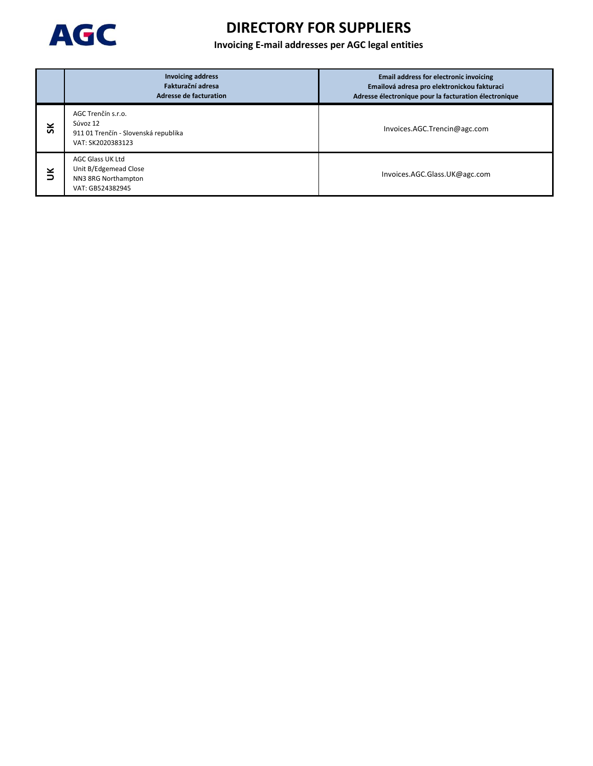# DIRECTORY FOR SUPPLIERS

## Invoicing E-mail addresses per AGC legal entities

| | Invoicing address<br>Fakturační adresa<br>Adresse de facturation | Email address for electronic invoicing<br>Emailová adresa pro elektronickou fakturaci<br>Adresse électronique pour la facturation électronique |
|---|---|---|
| **SK** | AGC Trenčín s.r.o.<br>Súvoz 12<br>911 01 Trenčín - Slovenská republika<br>VAT: SK2020383123 | Invoices.AGC.Trencin@agc.com |
| **UK** | AGC Glass UK Ltd<br>Unit B/Edgemead Close<br>NN3 8RG Northampton<br>VAT: GB524382945 | Invoices.AGC.Glass.UK@agc.com |